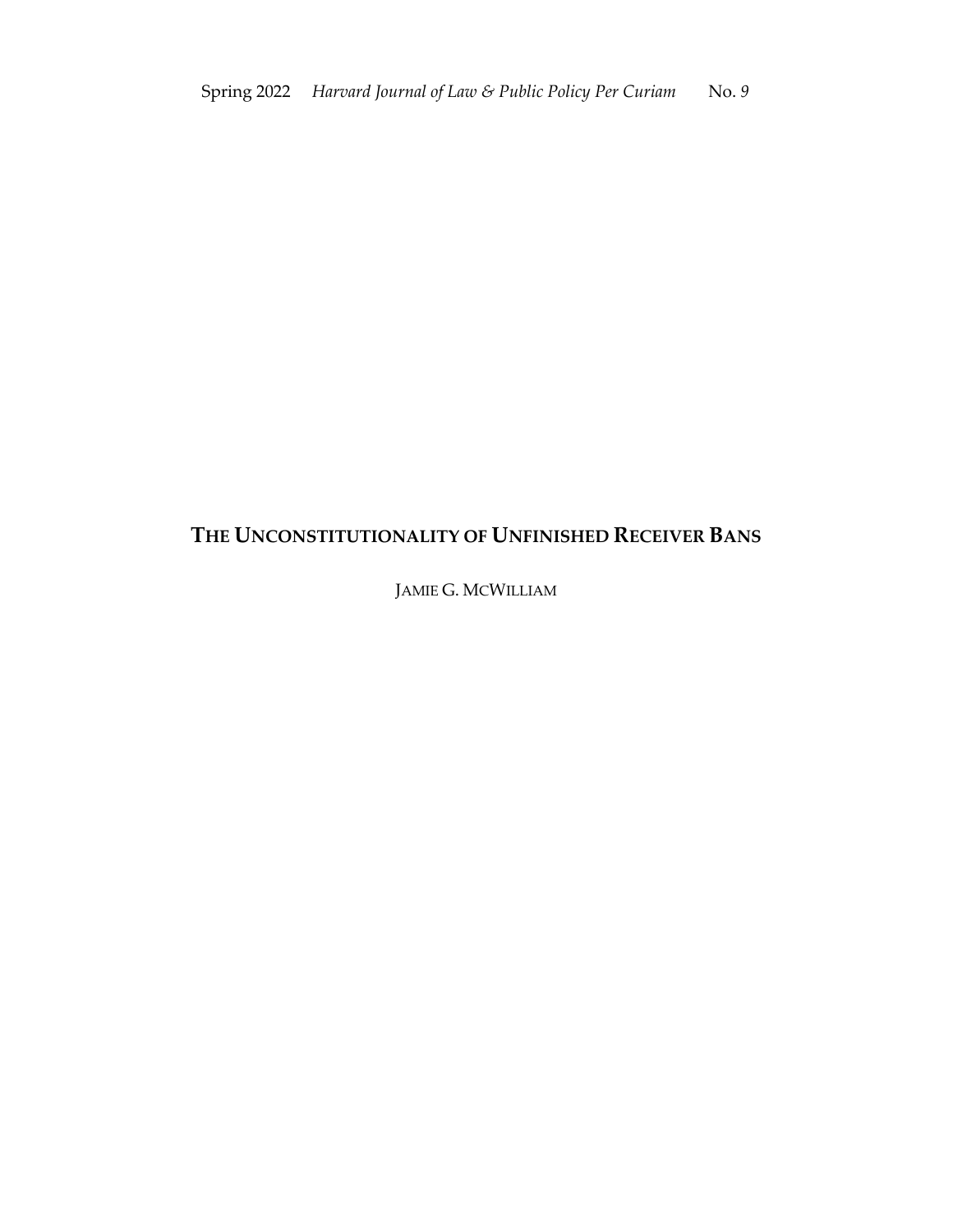# THE UNCONSTITUTIONALITY OF UNFINISHED RECEIVER BANS

JAMIE G. MCWILLIAM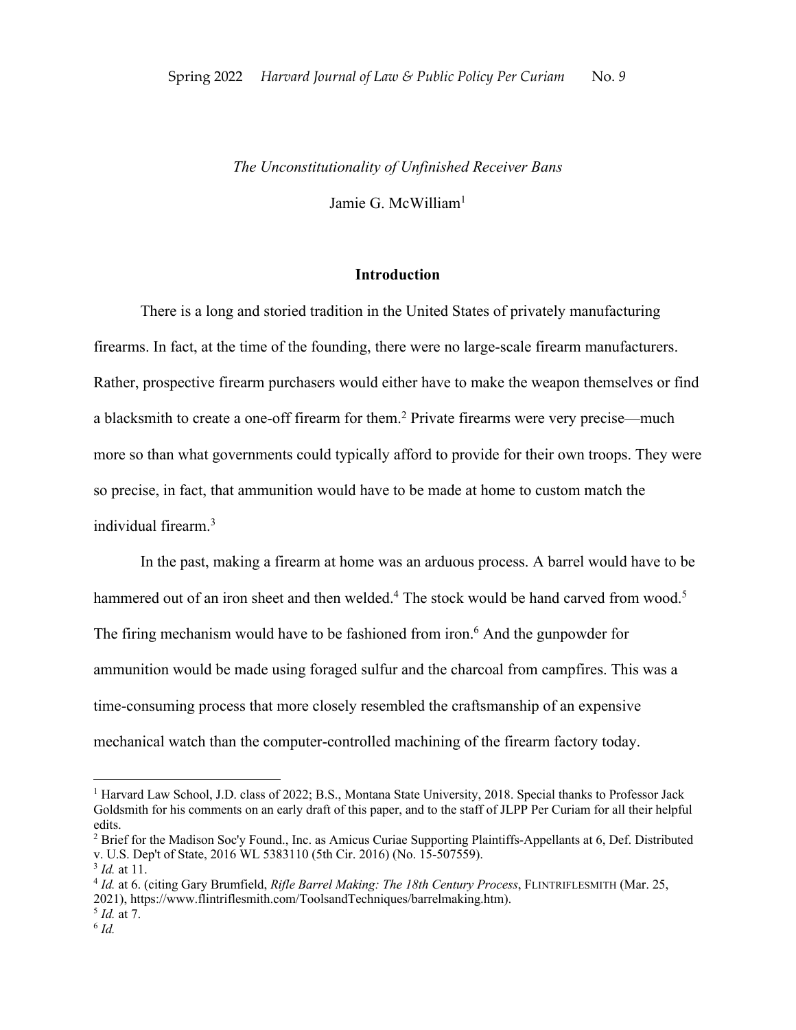*The Unconstitutionality of Unfinished Receiver Bans*

Jamie G. McWilliam[1]

## Introduction

There is a long and storied tradition in the United States of privately manufacturing firearms. In fact, at the time of the founding, there were no large-scale firearm manufacturers. Rather, prospective firearm purchasers would either have to make the weapon themselves or find a blacksmith to create a one-off firearm for them.[2] Private firearms were very precise—much more so than what governments could typically afford to provide for their own troops. They were so precise, in fact, that ammunition would have to be made at home to custom match the individual firearm.[3]

In the past, making a firearm at home was an arduous process. A barrel would have to be hammered out of an iron sheet and then welded.[4] The stock would be hand carved from wood.[5] The firing mechanism would have to be fashioned from iron.[6] And the gunpowder for ammunition would be made using foraged sulfur and the charcoal from campfires. This was a time-consuming process that more closely resembled the craftsmanship of an expensive mechanical watch than the computer-controlled machining of the firearm factory today.

---

[1] Harvard Law School, J.D. class of 2022; B.S., Montana State University, 2018. Special thanks to Professor Jack Goldsmith for his comments on an early draft of this paper, and to the staff of JLPP Per Curiam for all their helpful edits.

[2] Brief for the Madison Soc'y Found., Inc. as Amicus Curiae Supporting Plaintiffs-Appellants at 6, Def. Distributed v. U.S. Dep't of State, 2016 WL 5383110 (5th Cir. 2016) (No. 15-507559).

[3] *Id.* at 11.

[4] *Id.* at 6. (citing Gary Brumfield, *Rifle Barrel Making: The 18th Century Process*, FLINTRIFLESMITH (Mar. 25, 2021), https://www.flintriflesmith.com/ToolsandTechniques/barrelmaking.htm).

[5] *Id.* at 7.

[6] *Id.*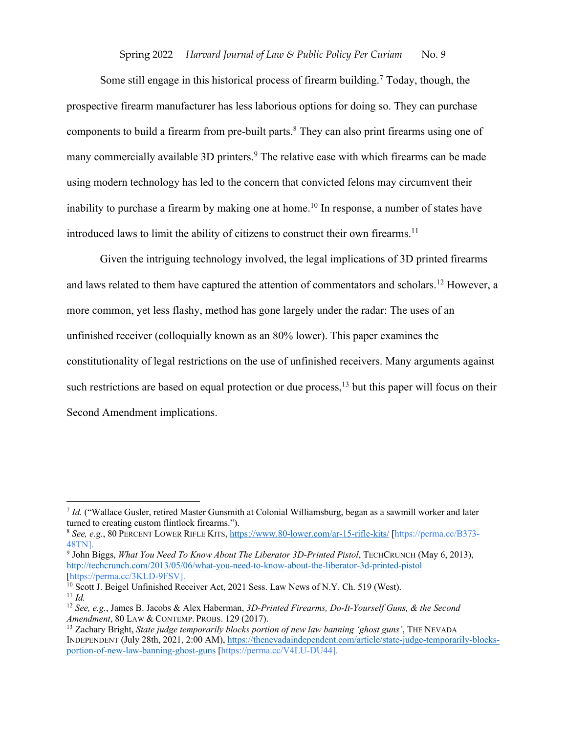Some still engage in this historical process of firearm building.[7] Today, though, the prospective firearm manufacturer has less laborious options for doing so. They can purchase components to build a firearm from pre-built parts.[8] They can also print firearms using one of many commercially available 3D printers.[9] The relative ease with which firearms can be made using modern technology has led to the concern that convicted felons may circumvent their inability to purchase a firearm by making one at home.[10] In response, a number of states have introduced laws to limit the ability of citizens to construct their own firearms.[11]

Given the intriguing technology involved, the legal implications of 3D printed firearms and laws related to them have captured the attention of commentators and scholars.[12] However, a more common, yet less flashy, method has gone largely under the radar: The uses of an unfinished receiver (colloquially known as an 80% lower). This paper examines the constitutionality of legal restrictions on the use of unfinished receivers. Many arguments against such restrictions are based on equal protection or due process,[13] but this paper will focus on their Second Amendment implications.

---

[7] *Id.* ("Wallace Gusler, retired Master Gunsmith at Colonial Williamsburg, began as a sawmill worker and later turned to creating custom flintlock firearms.").

[8] *See, e.g.*, 80 PERCENT LOWER RIFLE KITS, https://www.80-lower.com/ar-15-rifle-kits/ [https://perma.cc/B373-48TN].

[9] John Biggs, *What You Need To Know About The Liberator 3D-Printed Pistol*, TECHCRUNCH (May 6, 2013), http://techcrunch.com/2013/05/06/what-you-need-to-know-about-the-liberator-3d-printed-pistol [https://perma.cc/3KLD-9FSV].

[10] Scott J. Beigel Unfinished Receiver Act, 2021 Sess. Law News of N.Y. Ch. 519 (West).

[11] *Id.*

[12] *See, e.g.*, James B. Jacobs & Alex Haberman, *3D-Printed Firearms, Do-It-Yourself Guns, & the Second Amendment*, 80 LAW & CONTEMP. PROBS. 129 (2017).

[13] Zachary Bright, *State judge temporarily blocks portion of new law banning 'ghost guns'*, THE NEVADA INDEPENDENT (July 28th, 2021, 2:00 AM), https://thenevadaindependent.com/article/state-judge-temporarily-blocks-portion-of-new-law-banning-ghost-guns [https://perma.cc/V4LU-DU44].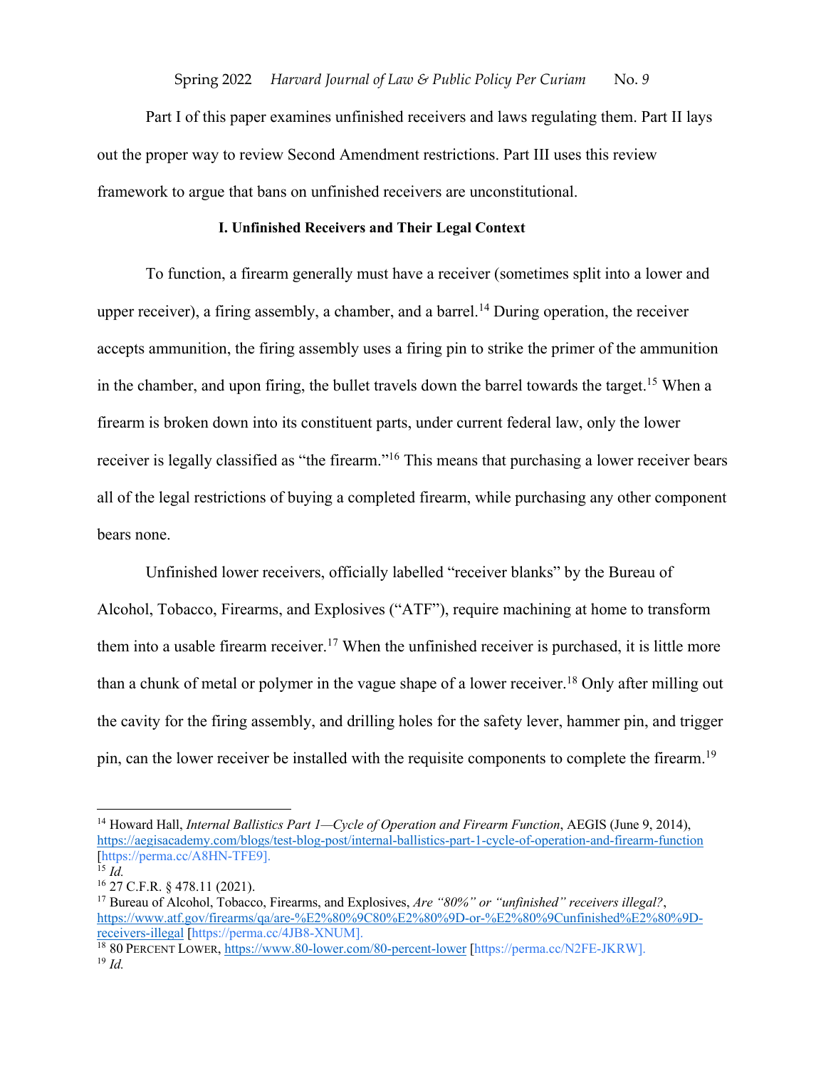Part I of this paper examines unfinished receivers and laws regulating them. Part II lays out the proper way to review Second Amendment restrictions. Part III uses this review framework to argue that bans on unfinished receivers are unconstitutional.

## I. Unfinished Receivers and Their Legal Context

To function, a firearm generally must have a receiver (sometimes split into a lower and upper receiver), a firing assembly, a chamber, and a barrel.[14] During operation, the receiver accepts ammunition, the firing assembly uses a firing pin to strike the primer of the ammunition in the chamber, and upon firing, the bullet travels down the barrel towards the target.[15] When a firearm is broken down into its constituent parts, under current federal law, only the lower receiver is legally classified as "the firearm."[16] This means that purchasing a lower receiver bears all of the legal restrictions of buying a completed firearm, while purchasing any other component bears none.

Unfinished lower receivers, officially labelled "receiver blanks" by the Bureau of Alcohol, Tobacco, Firearms, and Explosives ("ATF"), require machining at home to transform them into a usable firearm receiver.[17] When the unfinished receiver is purchased, it is little more than a chunk of metal or polymer in the vague shape of a lower receiver.[18] Only after milling out the cavity for the firing assembly, and drilling holes for the safety lever, hammer pin, and trigger pin, can the lower receiver be installed with the requisite components to complete the firearm.[19]

---

[14] Howard Hall, *Internal Ballistics Part 1—Cycle of Operation and Firearm Function*, AEGIS (June 9, 2014), https://aegisacademy.com/blogs/test-blog-post/internal-ballistics-part-1-cycle-of-operation-and-firearm-function [https://perma.cc/A8HN-TFE9].

[15] *Id.*

[16] 27 C.F.R. § 478.11 (2021).

[17] Bureau of Alcohol, Tobacco, Firearms, and Explosives, *Are "80%" or "unfinished" receivers illegal?*, https://www.atf.gov/firearms/qa/are-%E2%80%9C80%E2%80%9D-or-%E2%80%9Cunfinished%E2%80%9D-receivers-illegal [https://perma.cc/4JB8-XNUM].

[18] 80 PERCENT LOWER, https://www.80-lower.com/80-percent-lower [https://perma.cc/N2FE-JKRW].

[19] *Id.*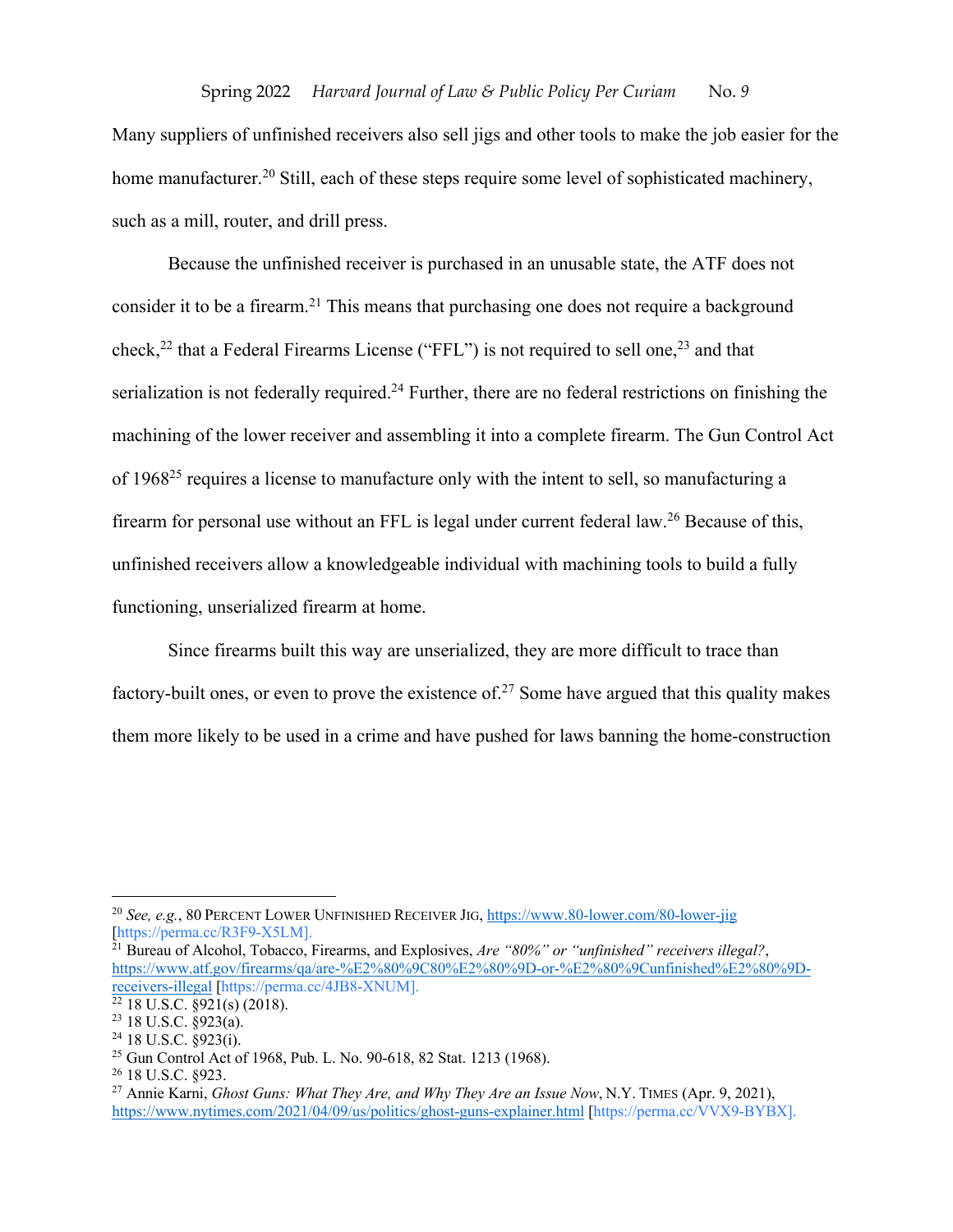Many suppliers of unfinished receivers also sell jigs and other tools to make the job easier for the home manufacturer.[20] Still, each of these steps require some level of sophisticated machinery, such as a mill, router, and drill press.

Because the unfinished receiver is purchased in an unusable state, the ATF does not consider it to be a firearm.[21] This means that purchasing one does not require a background check,[22] that a Federal Firearms License ("FFL") is not required to sell one,[23] and that serialization is not federally required.[24] Further, there are no federal restrictions on finishing the machining of the lower receiver and assembling it into a complete firearm. The Gun Control Act of 1968[25] requires a license to manufacture only with the intent to sell, so manufacturing a firearm for personal use without an FFL is legal under current federal law.[26] Because of this, unfinished receivers allow a knowledgeable individual with machining tools to build a fully functioning, unserialized firearm at home.

Since firearms built this way are unserialized, they are more difficult to trace than factory-built ones, or even to prove the existence of.[27] Some have argued that this quality makes them more likely to be used in a crime and have pushed for laws banning the home-construction

---

[20] *See, e.g.*, 80 PERCENT LOWER UNFINISHED RECEIVER JIG, https://www.80-lower.com/80-lower-jig [https://perma.cc/R3F9-X5LM].

[21] Bureau of Alcohol, Tobacco, Firearms, and Explosives, *Are "80%" or "unfinished" receivers illegal?*, https://www.atf.gov/firearms/qa/are-%E2%80%9C80%E2%80%9D-or-%E2%80%9Cunfinished%E2%80%9D-receivers-illegal [https://perma.cc/4JB8-XNUM].

[22] 18 U.S.C. §921(s) (2018).

[23] 18 U.S.C. §923(a).

[24] 18 U.S.C. §923(i).

[25] Gun Control Act of 1968, Pub. L. No. 90-618, 82 Stat. 1213 (1968).

[26] 18 U.S.C. §923.

[27] Annie Karni, *Ghost Guns: What They Are, and Why They Are an Issue Now*, N.Y. TIMES (Apr. 9, 2021), https://www.nytimes.com/2021/04/09/us/politics/ghost-guns-explainer.html [https://perma.cc/VVX9-BYBX].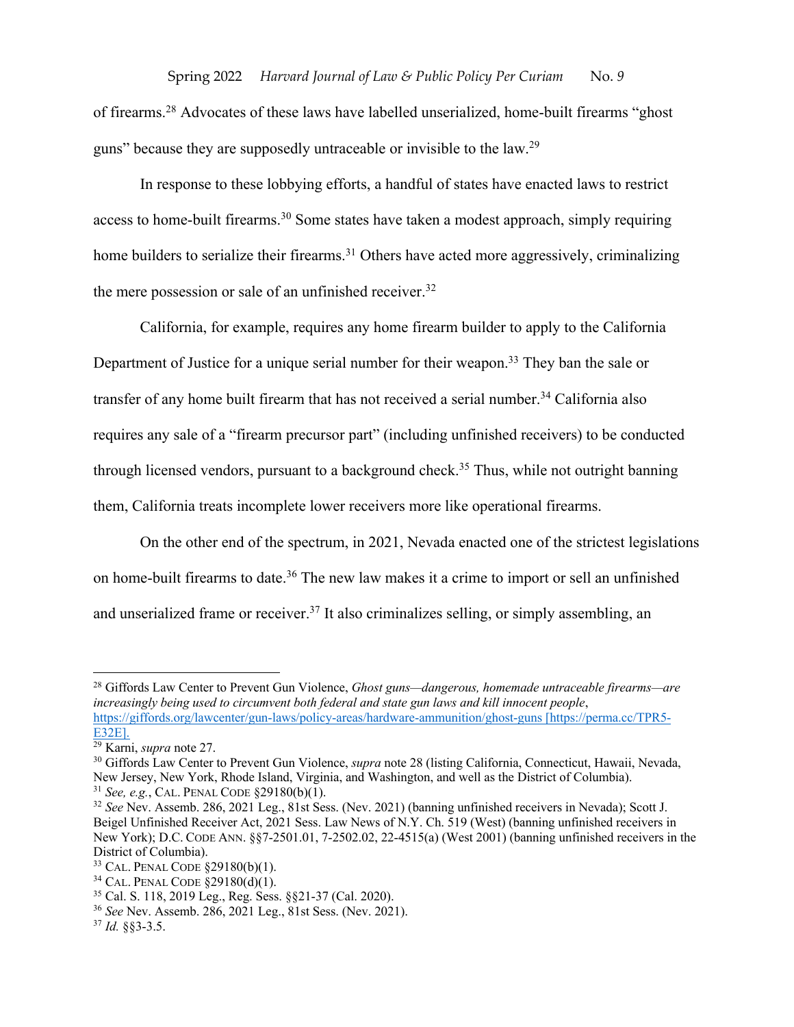of firearms.[28] Advocates of these laws have labelled unserialized, home-built firearms "ghost guns" because they are supposedly untraceable or invisible to the law.[29]

In response to these lobbying efforts, a handful of states have enacted laws to restrict access to home-built firearms.[30] Some states have taken a modest approach, simply requiring home builders to serialize their firearms.[31] Others have acted more aggressively, criminalizing the mere possession or sale of an unfinished receiver.[32]

California, for example, requires any home firearm builder to apply to the California Department of Justice for a unique serial number for their weapon.[33] They ban the sale or transfer of any home built firearm that has not received a serial number.[34] California also requires any sale of a "firearm precursor part" (including unfinished receivers) to be conducted through licensed vendors, pursuant to a background check.[35] Thus, while not outright banning them, California treats incomplete lower receivers more like operational firearms.

On the other end of the spectrum, in 2021, Nevada enacted one of the strictest legislations on home-built firearms to date.[36] The new law makes it a crime to import or sell an unfinished and unserialized frame or receiver.[37] It also criminalizes selling, or simply assembling, an

---

[28] Giffords Law Center to Prevent Gun Violence, *Ghost guns—dangerous, homemade untraceable firearms—are increasingly being used to circumvent both federal and state gun laws and kill innocent people*, https://giffords.org/lawcenter/gun-laws/policy-areas/hardware-ammunition/ghost-guns [https://perma.cc/TPR5-E32E].

[29] Karni, *supra* note 27.

[30] Giffords Law Center to Prevent Gun Violence, *supra* note 28 (listing California, Connecticut, Hawaii, Nevada, New Jersey, New York, Rhode Island, Virginia, and Washington, and well as the District of Columbia).

[31] *See, e.g.*, CAL. PENAL CODE §29180(b)(1).

[32] *See* Nev. Assemb. 286, 2021 Leg., 81st Sess. (Nev. 2021) (banning unfinished receivers in Nevada); Scott J. Beigel Unfinished Receiver Act, 2021 Sess. Law News of N.Y. Ch. 519 (West) (banning unfinished receivers in New York); D.C. CODE ANN. §§7-2501.01, 7-2502.02, 22-4515(a) (West 2001) (banning unfinished receivers in the District of Columbia).

[33] CAL. PENAL CODE §29180(b)(1).

[34] CAL. PENAL CODE §29180(d)(1).

[35] Cal. S. 118, 2019 Leg., Reg. Sess. §§21-37 (Cal. 2020).

[36] *See* Nev. Assemb. 286, 2021 Leg., 81st Sess. (Nev. 2021).

[37] *Id.* §§3-3.5.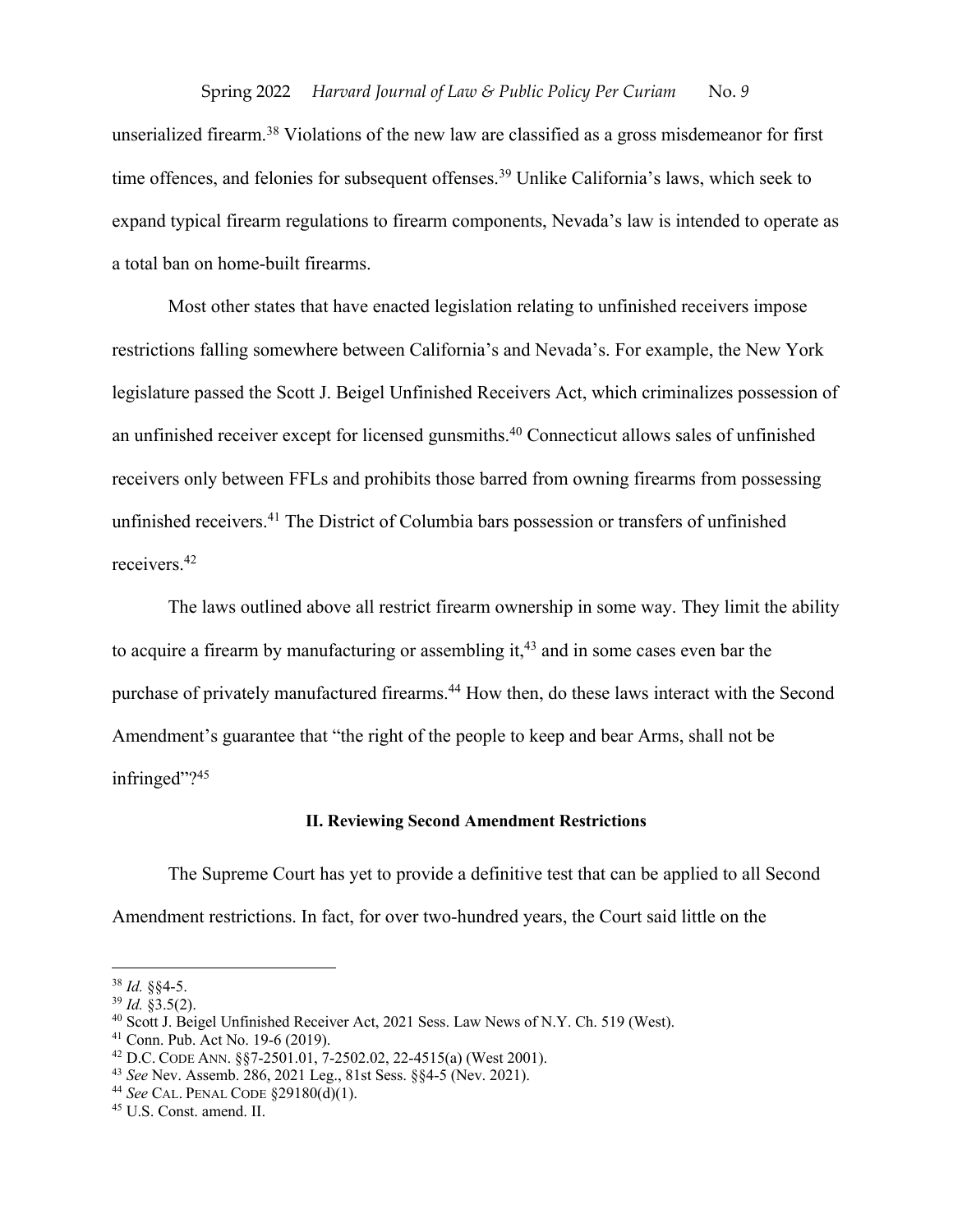unserialized firearm.[38] Violations of the new law are classified as a gross misdemeanor for first time offences, and felonies for subsequent offenses.[39] Unlike California's laws, which seek to expand typical firearm regulations to firearm components, Nevada's law is intended to operate as a total ban on home-built firearms.

Most other states that have enacted legislation relating to unfinished receivers impose restrictions falling somewhere between California's and Nevada's. For example, the New York legislature passed the Scott J. Beigel Unfinished Receivers Act, which criminalizes possession of an unfinished receiver except for licensed gunsmiths.[40] Connecticut allows sales of unfinished receivers only between FFLs and prohibits those barred from owning firearms from possessing unfinished receivers.[41] The District of Columbia bars possession or transfers of unfinished receivers.[42]

The laws outlined above all restrict firearm ownership in some way. They limit the ability to acquire a firearm by manufacturing or assembling it,[43] and in some cases even bar the purchase of privately manufactured firearms.[44] How then, do these laws interact with the Second Amendment's guarantee that "the right of the people to keep and bear Arms, shall not be infringed"?[45]

**II. Reviewing Second Amendment Restrictions**

The Supreme Court has yet to provide a definitive test that can be applied to all Second Amendment restrictions. In fact, for over two-hundred years, the Court said little on the

---

[38] *Id.* §§4-5.

[39] *Id.* §3.5(2).

[40] Scott J. Beigel Unfinished Receiver Act, 2021 Sess. Law News of N.Y. Ch. 519 (West).

[41] Conn. Pub. Act No. 19-6 (2019).

[42] D.C. CODE ANN. §§7-2501.01, 7-2502.02, 22-4515(a) (West 2001).

[43] *See* Nev. Assemb. 286, 2021 Leg., 81st Sess. §§4-5 (Nev. 2021).

[44] *See* CAL. PENAL CODE §29180(d)(1).

[45] U.S. Const. amend. II.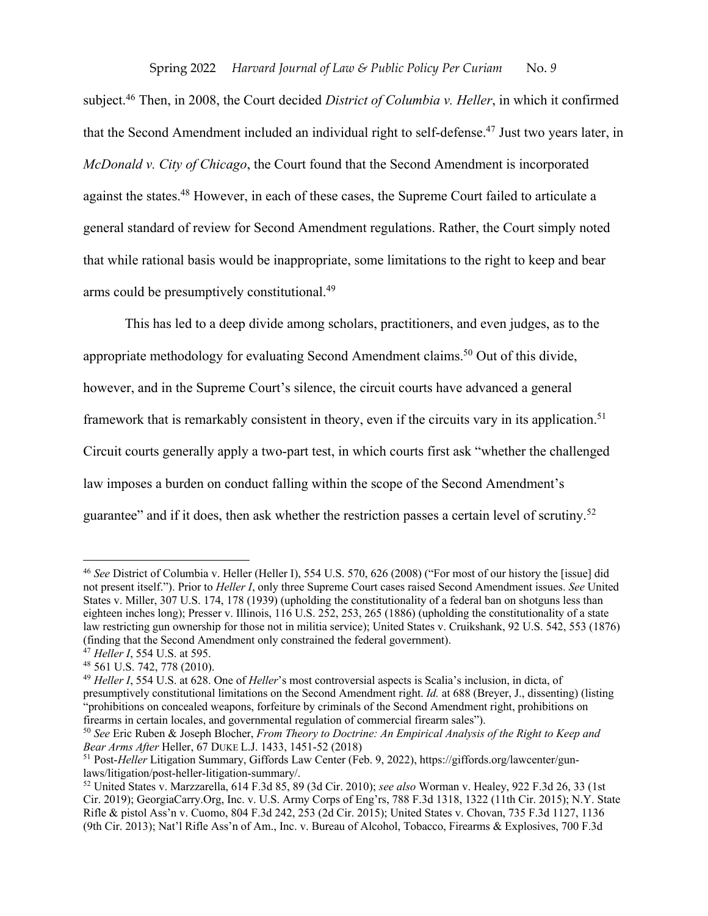subject.[46] Then, in 2008, the Court decided *District of Columbia v. Heller*, in which it confirmed that the Second Amendment included an individual right to self-defense.[47] Just two years later, in *McDonald v. City of Chicago*, the Court found that the Second Amendment is incorporated against the states.[48] However, in each of these cases, the Supreme Court failed to articulate a general standard of review for Second Amendment regulations. Rather, the Court simply noted that while rational basis would be inappropriate, some limitations to the right to keep and bear arms could be presumptively constitutional.[49]

This has led to a deep divide among scholars, practitioners, and even judges, as to the appropriate methodology for evaluating Second Amendment claims.[50] Out of this divide, however, and in the Supreme Court's silence, the circuit courts have advanced a general framework that is remarkably consistent in theory, even if the circuits vary in its application.[51] Circuit courts generally apply a two-part test, in which courts first ask "whether the challenged law imposes a burden on conduct falling within the scope of the Second Amendment's guarantee" and if it does, then ask whether the restriction passes a certain level of scrutiny.[52]

---

[46] *See* District of Columbia v. Heller (Heller I), 554 U.S. 570, 626 (2008) ("For most of our history the [issue] did not present itself."). Prior to *Heller I*, only three Supreme Court cases raised Second Amendment issues. *See* United States v. Miller, 307 U.S. 174, 178 (1939) (upholding the constitutionality of a federal ban on shotguns less than eighteen inches long); Presser v. Illinois, 116 U.S. 252, 253, 265 (1886) (upholding the constitutionality of a state law restricting gun ownership for those not in militia service); United States v. Cruikshank, 92 U.S. 542, 553 (1876) (finding that the Second Amendment only constrained the federal government).

[47] *Heller I*, 554 U.S. at 595.

[48] 561 U.S. 742, 778 (2010).

[49] *Heller I*, 554 U.S. at 628. One of *Heller*'s most controversial aspects is Scalia's inclusion, in dicta, of presumptively constitutional limitations on the Second Amendment right. *Id.* at 688 (Breyer, J., dissenting) (listing "prohibitions on concealed weapons, forfeiture by criminals of the Second Amendment right, prohibitions on firearms in certain locales, and governmental regulation of commercial firearm sales").

[50] *See* Eric Ruben & Joseph Blocher, *From Theory to Doctrine: An Empirical Analysis of the Right to Keep and Bear Arms After* Heller, 67 DUKE L.J. 1433, 1451-52 (2018)

[51] Post-*Heller* Litigation Summary, Giffords Law Center (Feb. 9, 2022), https://giffords.org/lawcenter/gun-laws/litigation/post-heller-litigation-summary/.

[52] United States v. Marzzarella, 614 F.3d 85, 89 (3d Cir. 2010); *see also* Worman v. Healey, 922 F.3d 26, 33 (1st Cir. 2019); GeorgiaCarry.Org, Inc. v. U.S. Army Corps of Eng'rs, 788 F.3d 1318, 1322 (11th Cir. 2015); N.Y. State Rifle & pistol Ass'n v. Cuomo, 804 F.3d 242, 253 (2d Cir. 2015); United States v. Chovan, 735 F.3d 1127, 1136 (9th Cir. 2013); Nat'l Rifle Ass'n of Am., Inc. v. Bureau of Alcohol, Tobacco, Firearms & Explosives, 700 F.3d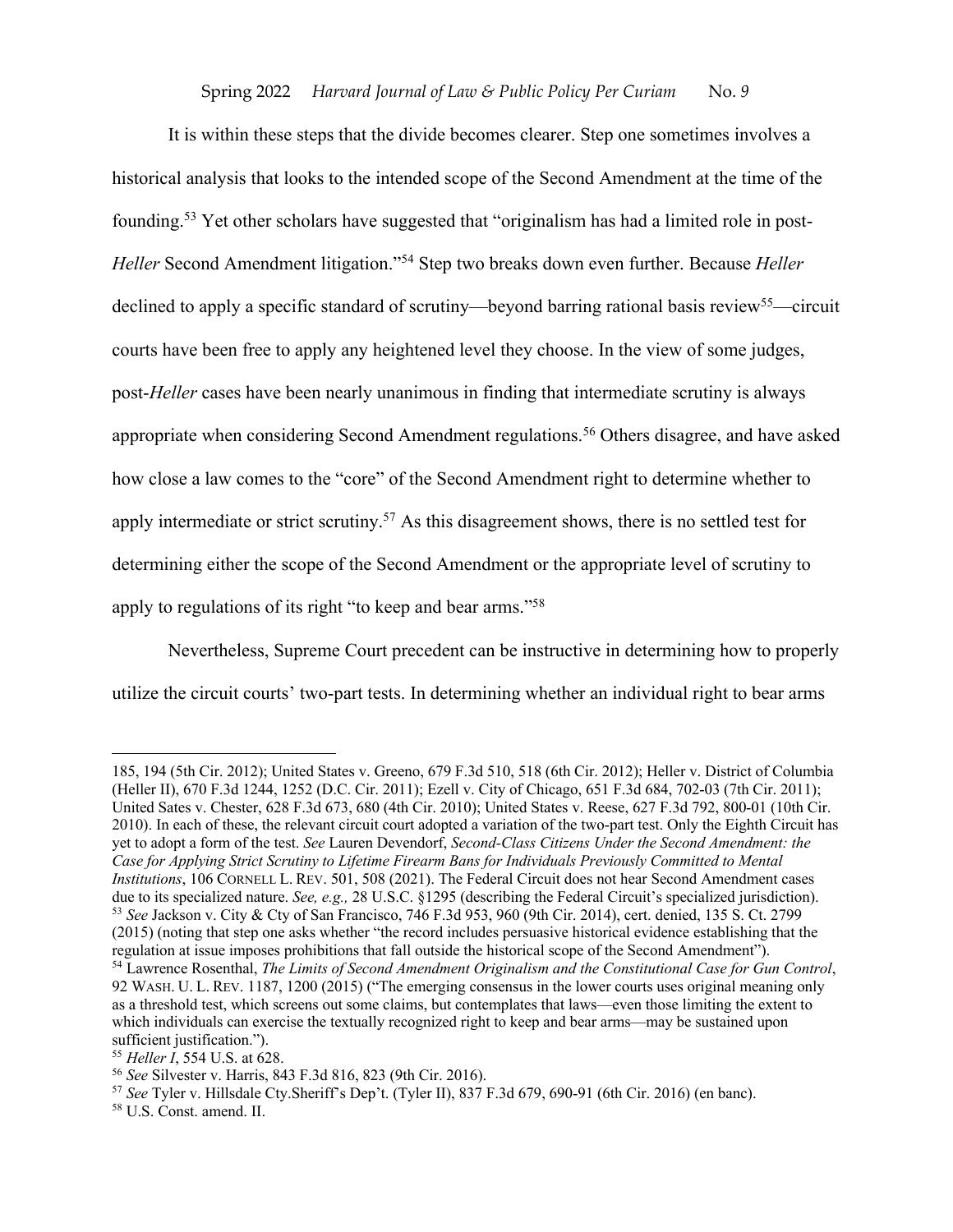It is within these steps that the divide becomes clearer. Step one sometimes involves a historical analysis that looks to the intended scope of the Second Amendment at the time of the founding.[53] Yet other scholars have suggested that "originalism has had a limited role in post-*Heller* Second Amendment litigation."[54] Step two breaks down even further. Because *Heller* declined to apply a specific standard of scrutiny—beyond barring rational basis review[55]—circuit courts have been free to apply any heightened level they choose. In the view of some judges, post-*Heller* cases have been nearly unanimous in finding that intermediate scrutiny is always appropriate when considering Second Amendment regulations.[56] Others disagree, and have asked how close a law comes to the "core" of the Second Amendment right to determine whether to apply intermediate or strict scrutiny.[57] As this disagreement shows, there is no settled test for determining either the scope of the Second Amendment or the appropriate level of scrutiny to apply to regulations of its right "to keep and bear arms."[58]

Nevertheless, Supreme Court precedent can be instructive in determining how to properly utilize the circuit courts' two-part tests. In determining whether an individual right to bear arms

---

185, 194 (5th Cir. 2012); United States v. Greeno, 679 F.3d 510, 518 (6th Cir. 2012); Heller v. District of Columbia (Heller II), 670 F.3d 1244, 1252 (D.C. Cir. 2011); Ezell v. City of Chicago, 651 F.3d 684, 702-03 (7th Cir. 2011); United Sates v. Chester, 628 F.3d 673, 680 (4th Cir. 2010); United States v. Reese, 627 F.3d 792, 800-01 (10th Cir. 2010). In each of these, the relevant circuit court adopted a variation of the two-part test. Only the Eighth Circuit has yet to adopt a form of the test. *See* Lauren Devendorf, *Second-Class Citizens Under the Second Amendment: the Case for Applying Strict Scrutiny to Lifetime Firearm Bans for Individuals Previously Committed to Mental Institutions*, 106 CORNELL L. REV. 501, 508 (2021). The Federal Circuit does not hear Second Amendment cases due to its specialized nature. *See, e.g.,* 28 U.S.C. §1295 (describing the Federal Circuit's specialized jurisdiction).

[53] *See* Jackson v. City & Cty of San Francisco, 746 F.3d 953, 960 (9th Cir. 2014), cert. denied, 135 S. Ct. 2799 (2015) (noting that step one asks whether "the record includes persuasive historical evidence establishing that the regulation at issue imposes prohibitions that fall outside the historical scope of the Second Amendment").

[54] Lawrence Rosenthal, *The Limits of Second Amendment Originalism and the Constitutional Case for Gun Control*, 92 WASH. U. L. REV. 1187, 1200 (2015) ("The emerging consensus in the lower courts uses original meaning only as a threshold test, which screens out some claims, but contemplates that laws—even those limiting the extent to which individuals can exercise the textually recognized right to keep and bear arms—may be sustained upon sufficient justification.").

[55] *Heller I*, 554 U.S. at 628.

[56] *See* Silvester v. Harris, 843 F.3d 816, 823 (9th Cir. 2016).

[57] *See* Tyler v. Hillsdale Cty.Sheriff's Dep't. (Tyler II), 837 F.3d 679, 690-91 (6th Cir. 2016) (en banc).

[58] U.S. Const. amend. II.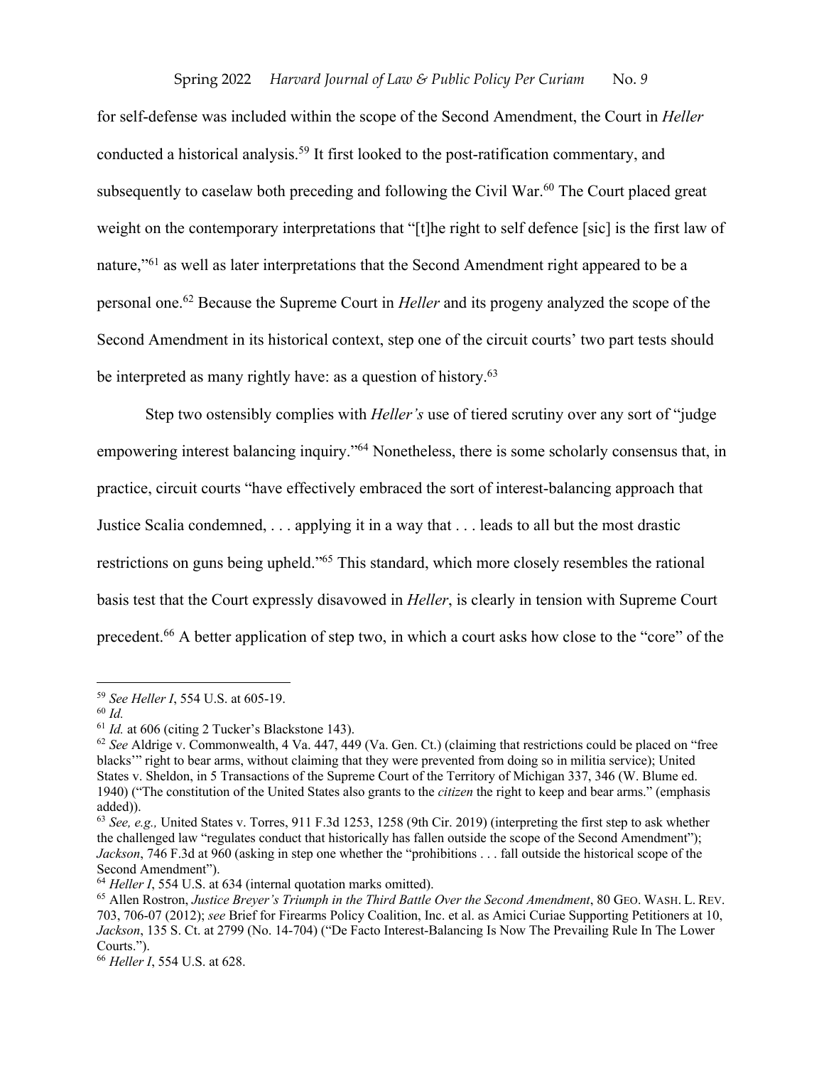for self-defense was included within the scope of the Second Amendment, the Court in *Heller* conducted a historical analysis.[59] It first looked to the post-ratification commentary, and subsequently to caselaw both preceding and following the Civil War.[60] The Court placed great weight on the contemporary interpretations that "[t]he right to self defence [sic] is the first law of nature,"[61] as well as later interpretations that the Second Amendment right appeared to be a personal one.[62] Because the Supreme Court in *Heller* and its progeny analyzed the scope of the Second Amendment in its historical context, step one of the circuit courts' two part tests should be interpreted as many rightly have: as a question of history.[63]

Step two ostensibly complies with *Heller's* use of tiered scrutiny over any sort of "judge empowering interest balancing inquiry."[64] Nonetheless, there is some scholarly consensus that, in practice, circuit courts "have effectively embraced the sort of interest-balancing approach that Justice Scalia condemned, . . . applying it in a way that . . . leads to all but the most drastic restrictions on guns being upheld."[65] This standard, which more closely resembles the rational basis test that the Court expressly disavowed in *Heller*, is clearly in tension with Supreme Court precedent.[66] A better application of step two, in which a court asks how close to the "core" of the

---

[59] *See Heller I*, 554 U.S. at 605-19.

[60] *Id.*

[61] *Id.* at 606 (citing 2 Tucker's Blackstone 143).

[62] *See* Aldrige v. Commonwealth, 4 Va. 447, 449 (Va. Gen. Ct.) (claiming that restrictions could be placed on "free blacks'" right to bear arms, without claiming that they were prevented from doing so in militia service); United States v. Sheldon, in 5 Transactions of the Supreme Court of the Territory of Michigan 337, 346 (W. Blume ed. 1940) ("The constitution of the United States also grants to the *citizen* the right to keep and bear arms." (emphasis added)).

[63] *See, e.g.,* United States v. Torres, 911 F.3d 1253, 1258 (9th Cir. 2019) (interpreting the first step to ask whether the challenged law "regulates conduct that historically has fallen outside the scope of the Second Amendment"); *Jackson*, 746 F.3d at 960 (asking in step one whether the "prohibitions . . . fall outside the historical scope of the Second Amendment").

[64] *Heller I*, 554 U.S. at 634 (internal quotation marks omitted).

[65] Allen Rostron, *Justice Breyer's Triumph in the Third Battle Over the Second Amendment*, 80 GEO. WASH. L. REV. 703, 706-07 (2012); *see* Brief for Firearms Policy Coalition, Inc. et al. as Amici Curiae Supporting Petitioners at 10, *Jackson*, 135 S. Ct. at 2799 (No. 14-704) ("De Facto Interest-Balancing Is Now The Prevailing Rule In The Lower Courts.").

[66] *Heller I*, 554 U.S. at 628.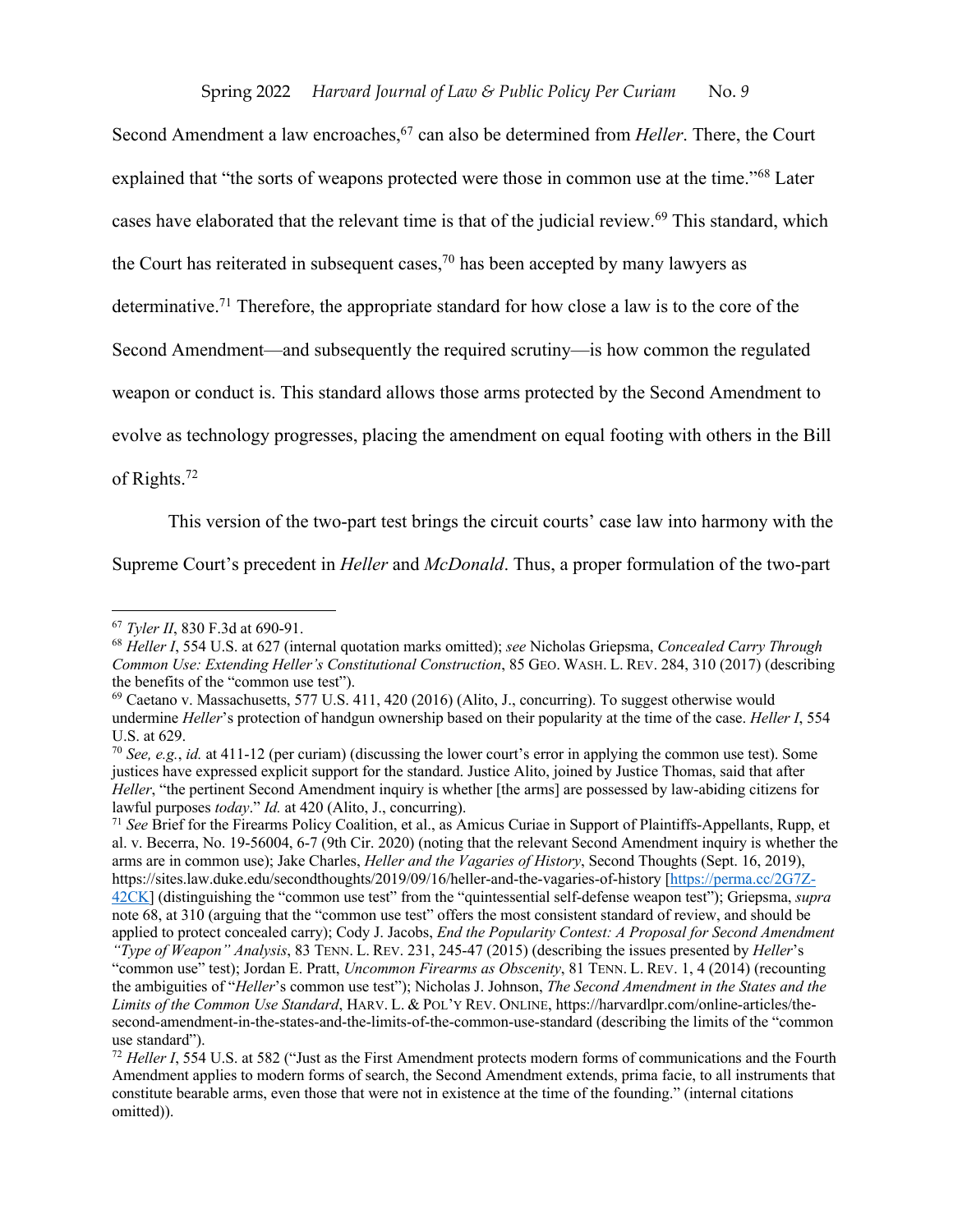Second Amendment a law encroaches,[67] can also be determined from *Heller*. There, the Court explained that "the sorts of weapons protected were those in common use at the time."[68] Later cases have elaborated that the relevant time is that of the judicial review.[69] This standard, which the Court has reiterated in subsequent cases,[70] has been accepted by many lawyers as determinative.[71] Therefore, the appropriate standard for how close a law is to the core of the Second Amendment—and subsequently the required scrutiny—is how common the regulated weapon or conduct is. This standard allows those arms protected by the Second Amendment to evolve as technology progresses, placing the amendment on equal footing with others in the Bill of Rights.[72]

This version of the two-part test brings the circuit courts' case law into harmony with the Supreme Court's precedent in *Heller* and *McDonald*. Thus, a proper formulation of the two-part

---

[67] *Tyler II*, 830 F.3d at 690-91.

[68] *Heller I*, 554 U.S. at 627 (internal quotation marks omitted); *see* Nicholas Griepsma, *Concealed Carry Through Common Use: Extending Heller's Constitutional Construction*, 85 GEO. WASH. L. REV. 284, 310 (2017) (describing the benefits of the "common use test").

[69] Caetano v. Massachusetts, 577 U.S. 411, 420 (2016) (Alito, J., concurring). To suggest otherwise would undermine *Heller*'s protection of handgun ownership based on their popularity at the time of the case. *Heller I*, 554 U.S. at 629.

[70] *See, e.g.*, *id.* at 411-12 (per curiam) (discussing the lower court's error in applying the common use test). Some justices have expressed explicit support for the standard. Justice Alito, joined by Justice Thomas, said that after *Heller*, "the pertinent Second Amendment inquiry is whether [the arms] are possessed by law-abiding citizens for lawful purposes *today*." *Id.* at 420 (Alito, J., concurring).

[71] *See* Brief for the Firearms Policy Coalition, et al., as Amicus Curiae in Support of Plaintiffs-Appellants, Rupp, et al. v. Becerra, No. 19-56004, 6-7 (9th Cir. 2020) (noting that the relevant Second Amendment inquiry is whether the arms are in common use); Jake Charles, *Heller and the Vagaries of History*, Second Thoughts (Sept. 16, 2019), https://sites.law.duke.edu/secondthoughts/2019/09/16/heller-and-the-vagaries-of-history [https://perma.cc/2G7Z-42CK] (distinguishing the "common use test" from the "quintessential self-defense weapon test"); Griepsma, *supra* note 68, at 310 (arguing that the "common use test" offers the most consistent standard of review, and should be applied to protect concealed carry); Cody J. Jacobs, *End the Popularity Contest: A Proposal for Second Amendment "Type of Weapon" Analysis*, 83 TENN. L. REV. 231, 245-47 (2015) (describing the issues presented by *Heller*'s "common use" test); Jordan E. Pratt, *Uncommon Firearms as Obscenity*, 81 TENN. L. REV. 1, 4 (2014) (recounting the ambiguities of "*Heller*'s common use test"); Nicholas J. Johnson, *The Second Amendment in the States and the Limits of the Common Use Standard*, HARV. L. & POL'Y REV. ONLINE, https://harvardlpr.com/online-articles/the-second-amendment-in-the-states-and-the-limits-of-the-common-use-standard (describing the limits of the "common use standard").

[72] *Heller I*, 554 U.S. at 582 ("Just as the First Amendment protects modern forms of communications and the Fourth Amendment applies to modern forms of search, the Second Amendment extends, prima facie, to all instruments that constitute bearable arms, even those that were not in existence at the time of the founding." (internal citations omitted)).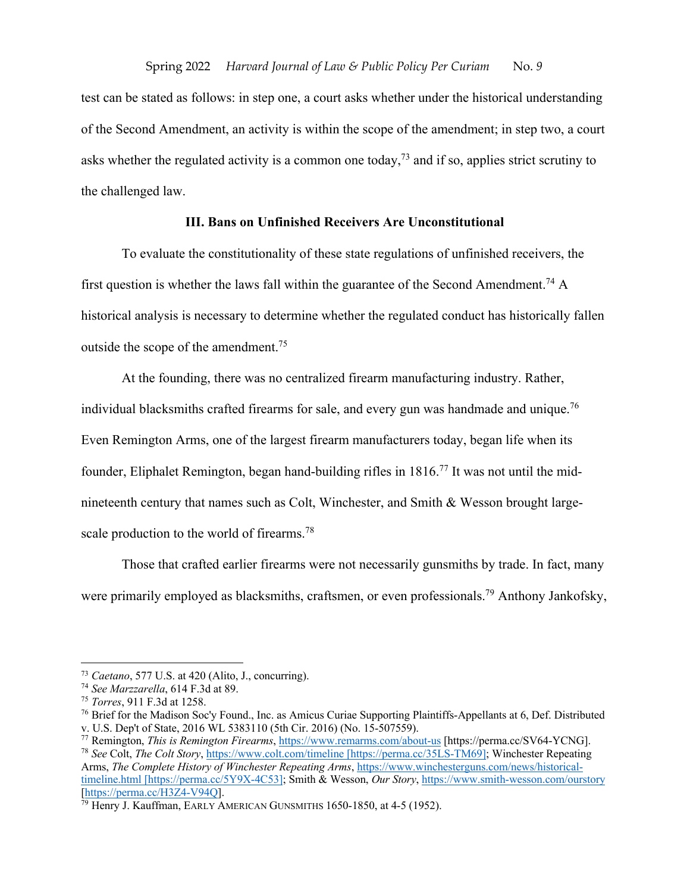test can be stated as follows: in step one, a court asks whether under the historical understanding of the Second Amendment, an activity is within the scope of the amendment; in step two, a court asks whether the regulated activity is a common one today,[73] and if so, applies strict scrutiny to the challenged law.

### III. Bans on Unfinished Receivers Are Unconstitutional

To evaluate the constitutionality of these state regulations of unfinished receivers, the first question is whether the laws fall within the guarantee of the Second Amendment.[74] A historical analysis is necessary to determine whether the regulated conduct has historically fallen outside the scope of the amendment.[75]

At the founding, there was no centralized firearm manufacturing industry. Rather, individual blacksmiths crafted firearms for sale, and every gun was handmade and unique.[76] Even Remington Arms, one of the largest firearm manufacturers today, began life when its founder, Eliphalet Remington, began hand-building rifles in 1816.[77] It was not until the mid-nineteenth century that names such as Colt, Winchester, and Smith & Wesson brought large-scale production to the world of firearms.[78]

Those that crafted earlier firearms were not necessarily gunsmiths by trade. In fact, many were primarily employed as blacksmiths, craftsmen, or even professionals.[79] Anthony Jankofsky,

---

[73] *Caetano*, 577 U.S. at 420 (Alito, J., concurring).
[74] *See Marzzarella*, 614 F.3d at 89.
[75] *Torres*, 911 F.3d at 1258.
[76] Brief for the Madison Soc'y Found., Inc. as Amicus Curiae Supporting Plaintiffs-Appellants at 6, Def. Distributed v. U.S. Dep't of State, 2016 WL 5383110 (5th Cir. 2016) (No. 15-507559).
[77] Remington, *This is Remington Firearms*, https://www.remarms.com/about-us [https://perma.cc/SV64-YCNG].
[78] *See* Colt, *The Colt Story*, https://www.colt.com/timeline [https://perma.cc/35LS-TM69]; Winchester Repeating Arms, *The Complete History of Winchester Repeating Arms*, https://www.winchesterguns.com/news/historical-timeline.html [https://perma.cc/5Y9X-4C53]; Smith & Wesson, *Our Story*, https://www.smith-wesson.com/ourstory [https://perma.cc/H3Z4-V94Q].
[79] Henry J. Kauffman, EARLY AMERICAN GUNSMITHS 1650-1850, at 4-5 (1952).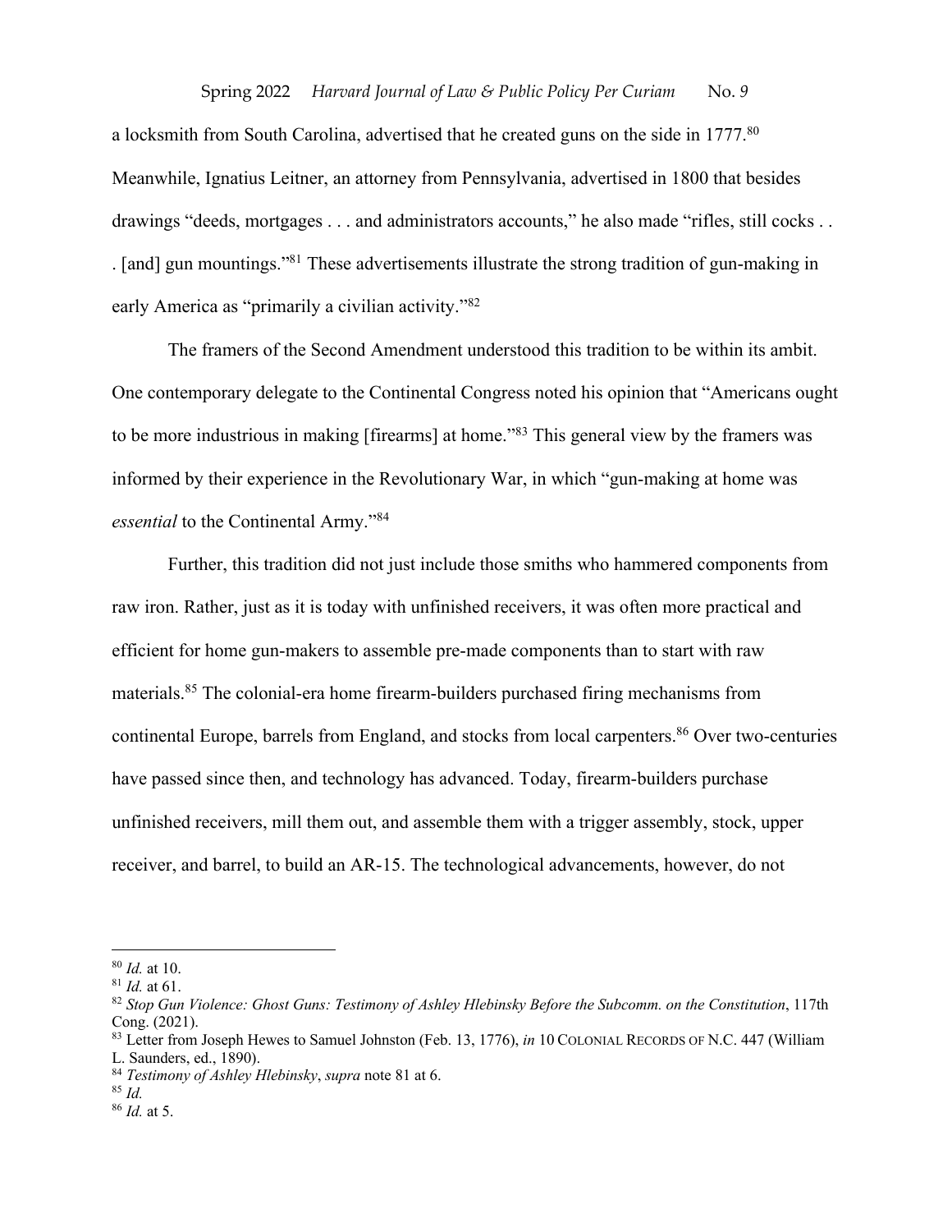a locksmith from South Carolina, advertised that he created guns on the side in 1777.[80] Meanwhile, Ignatius Leitner, an attorney from Pennsylvania, advertised in 1800 that besides drawings "deeds, mortgages . . . and administrators accounts," he also made "rifles, still cocks . . . [and] gun mountings."[81] These advertisements illustrate the strong tradition of gun-making in early America as "primarily a civilian activity."[82]

The framers of the Second Amendment understood this tradition to be within its ambit. One contemporary delegate to the Continental Congress noted his opinion that "Americans ought to be more industrious in making [firearms] at home."[83] This general view by the framers was informed by their experience in the Revolutionary War, in which "gun-making at home was *essential* to the Continental Army."[84]

Further, this tradition did not just include those smiths who hammered components from raw iron. Rather, just as it is today with unfinished receivers, it was often more practical and efficient for home gun-makers to assemble pre-made components than to start with raw materials.[85] The colonial-era home firearm-builders purchased firing mechanisms from continental Europe, barrels from England, and stocks from local carpenters.[86] Over two-centuries have passed since then, and technology has advanced. Today, firearm-builders purchase unfinished receivers, mill them out, and assemble them with a trigger assembly, stock, upper receiver, and barrel, to build an AR-15. The technological advancements, however, do not

---

[80] *Id.* at 10.

[81] *Id.* at 61.

[82] *Stop Gun Violence: Ghost Guns: Testimony of Ashley Hlebinsky Before the Subcomm. on the Constitution*, 117th Cong. (2021).

[83] Letter from Joseph Hewes to Samuel Johnston (Feb. 13, 1776), *in* 10 COLONIAL RECORDS OF N.C. 447 (William L. Saunders, ed., 1890).

[84] *Testimony of Ashley Hlebinsky*, *supra* note 81 at 6.

[85] *Id.*

[86] *Id.* at 5.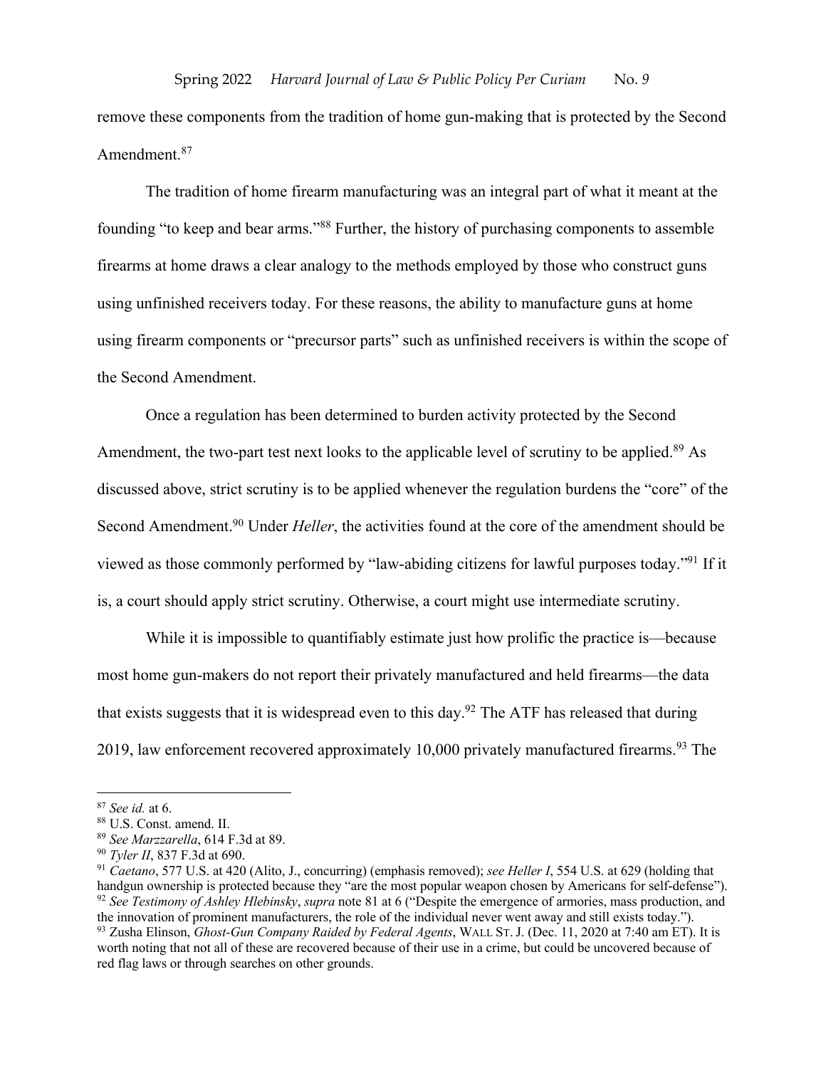remove these components from the tradition of home gun-making that is protected by the Second Amendment.[87]

The tradition of home firearm manufacturing was an integral part of what it meant at the founding "to keep and bear arms."[88] Further, the history of purchasing components to assemble firearms at home draws a clear analogy to the methods employed by those who construct guns using unfinished receivers today. For these reasons, the ability to manufacture guns at home using firearm components or "precursor parts" such as unfinished receivers is within the scope of the Second Amendment.

Once a regulation has been determined to burden activity protected by the Second Amendment, the two-part test next looks to the applicable level of scrutiny to be applied.[89] As discussed above, strict scrutiny is to be applied whenever the regulation burdens the "core" of the Second Amendment.[90] Under *Heller*, the activities found at the core of the amendment should be viewed as those commonly performed by "law-abiding citizens for lawful purposes today."[91] If it is, a court should apply strict scrutiny. Otherwise, a court might use intermediate scrutiny.

While it is impossible to quantifiably estimate just how prolific the practice is—because most home gun-makers do not report their privately manufactured and held firearms—the data that exists suggests that it is widespread even to this day.[92] The ATF has released that during 2019, law enforcement recovered approximately 10,000 privately manufactured firearms.[93] The

---

[87] *See id.* at 6.
[88] U.S. Const. amend. II.
[89] *See Marzzarella*, 614 F.3d at 89.
[90] *Tyler II*, 837 F.3d at 690.
[91] *Caetano*, 577 U.S. at 420 (Alito, J., concurring) (emphasis removed); *see Heller I*, 554 U.S. at 629 (holding that handgun ownership is protected because they "are the most popular weapon chosen by Americans for self-defense").
[92] *See Testimony of Ashley Hlebinsky*, *supra* note 81 at 6 ("Despite the emergence of armories, mass production, and the innovation of prominent manufacturers, the role of the individual never went away and still exists today.").
[93] Zusha Elinson, *Ghost-Gun Company Raided by Federal Agents*, WALL ST. J. (Dec. 11, 2020 at 7:40 am ET). It is worth noting that not all of these are recovered because of their use in a crime, but could be uncovered because of red flag laws or through searches on other grounds.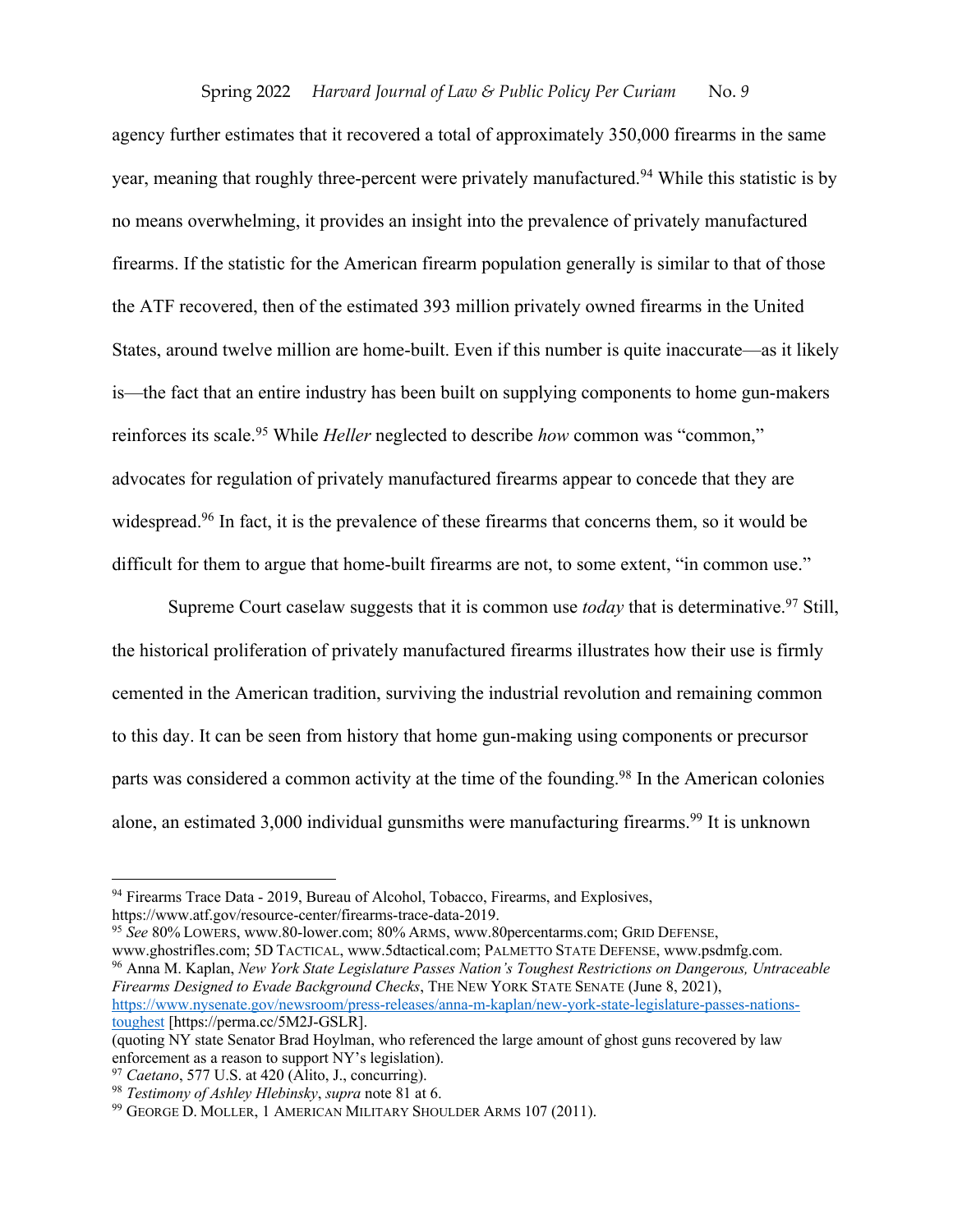agency further estimates that it recovered a total of approximately 350,000 firearms in the same year, meaning that roughly three-percent were privately manufactured.[94] While this statistic is by no means overwhelming, it provides an insight into the prevalence of privately manufactured firearms. If the statistic for the American firearm population generally is similar to that of those the ATF recovered, then of the estimated 393 million privately owned firearms in the United States, around twelve million are home-built. Even if this number is quite inaccurate—as it likely is—the fact that an entire industry has been built on supplying components to home gun-makers reinforces its scale.[95] While *Heller* neglected to describe *how* common was "common," advocates for regulation of privately manufactured firearms appear to concede that they are widespread.[96] In fact, it is the prevalence of these firearms that concerns them, so it would be difficult for them to argue that home-built firearms are not, to some extent, "in common use."

Supreme Court caselaw suggests that it is common use *today* that is determinative.[97] Still, the historical proliferation of privately manufactured firearms illustrates how their use is firmly cemented in the American tradition, surviving the industrial revolution and remaining common to this day. It can be seen from history that home gun-making using components or precursor parts was considered a common activity at the time of the founding.[98] In the American colonies alone, an estimated 3,000 individual gunsmiths were manufacturing firearms.[99] It is unknown

---

[94] Firearms Trace Data - 2019, Bureau of Alcohol, Tobacco, Firearms, and Explosives, https://www.atf.gov/resource-center/firearms-trace-data-2019.

[95] *See* 80% LOWERS, www.80-lower.com; 80% ARMS, www.80percentarms.com; GRID DEFENSE, www.ghostrifles.com; 5D TACTICAL, www.5dtactical.com; PALMETTO STATE DEFENSE, www.psdmfg.com.

[96] Anna M. Kaplan, *New York State Legislature Passes Nation's Toughest Restrictions on Dangerous, Untraceable Firearms Designed to Evade Background Checks*, THE NEW YORK STATE SENATE (June 8, 2021), https://www.nysenate.gov/newsroom/press-releases/anna-m-kaplan/new-york-state-legislature-passes-nations-toughest [https://perma.cc/5M2J-GSLR].
(quoting NY state Senator Brad Hoylman, who referenced the large amount of ghost guns recovered by law enforcement as a reason to support NY's legislation).

[97] *Caetano*, 577 U.S. at 420 (Alito, J., concurring).

[98] *Testimony of Ashley Hlebinsky*, *supra* note 81 at 6.

[99] GEORGE D. MOLLER, 1 AMERICAN MILITARY SHOULDER ARMS 107 (2011).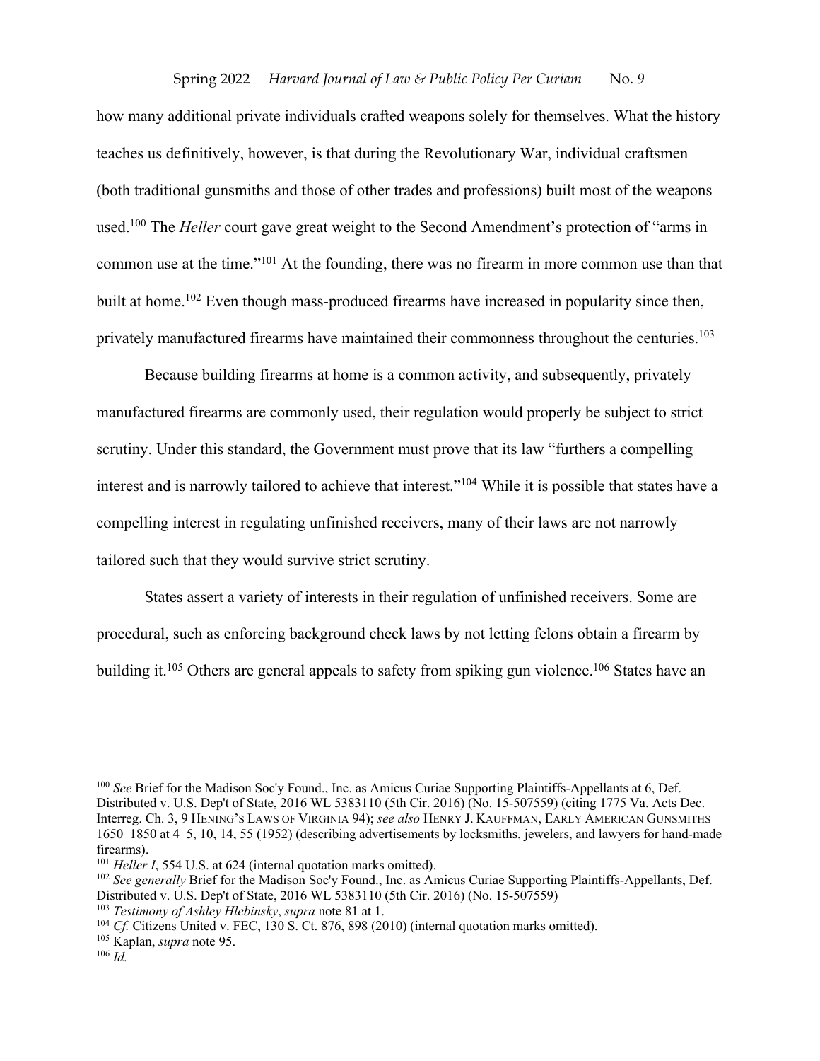how many additional private individuals crafted weapons solely for themselves. What the history teaches us definitively, however, is that during the Revolutionary War, individual craftsmen (both traditional gunsmiths and those of other trades and professions) built most of the weapons used.[100] The *Heller* court gave great weight to the Second Amendment's protection of "arms in common use at the time."[101] At the founding, there was no firearm in more common use than that built at home.[102] Even though mass-produced firearms have increased in popularity since then, privately manufactured firearms have maintained their commonness throughout the centuries.[103]

Because building firearms at home is a common activity, and subsequently, privately manufactured firearms are commonly used, their regulation would properly be subject to strict scrutiny. Under this standard, the Government must prove that its law "furthers a compelling interest and is narrowly tailored to achieve that interest."[104] While it is possible that states have a compelling interest in regulating unfinished receivers, many of their laws are not narrowly tailored such that they would survive strict scrutiny.

States assert a variety of interests in their regulation of unfinished receivers. Some are procedural, such as enforcing background check laws by not letting felons obtain a firearm by building it.[105] Others are general appeals to safety from spiking gun violence.[106] States have an

---

[100] *See* Brief for the Madison Soc'y Found., Inc. as Amicus Curiae Supporting Plaintiffs-Appellants at 6, Def. Distributed v. U.S. Dep't of State, 2016 WL 5383110 (5th Cir. 2016) (No. 15-507559) (citing 1775 Va. Acts Dec. Interreg. Ch. 3, 9 HENING'S LAWS OF VIRGINIA 94); *see also* HENRY J. KAUFFMAN, EARLY AMERICAN GUNSMITHS 1650–1850 at 4–5, 10, 14, 55 (1952) (describing advertisements by locksmiths, jewelers, and lawyers for hand-made firearms).

[101] *Heller I*, 554 U.S. at 624 (internal quotation marks omitted).

[102] *See generally* Brief for the Madison Soc'y Found., Inc. as Amicus Curiae Supporting Plaintiffs-Appellants, Def. Distributed v. U.S. Dep't of State, 2016 WL 5383110 (5th Cir. 2016) (No. 15-507559)

[103] *Testimony of Ashley Hlebinsky*, *supra* note 81 at 1.

[104] *Cf.* Citizens United v. FEC, 130 S. Ct. 876, 898 (2010) (internal quotation marks omitted).

[105] Kaplan, *supra* note 95.

[106] *Id.*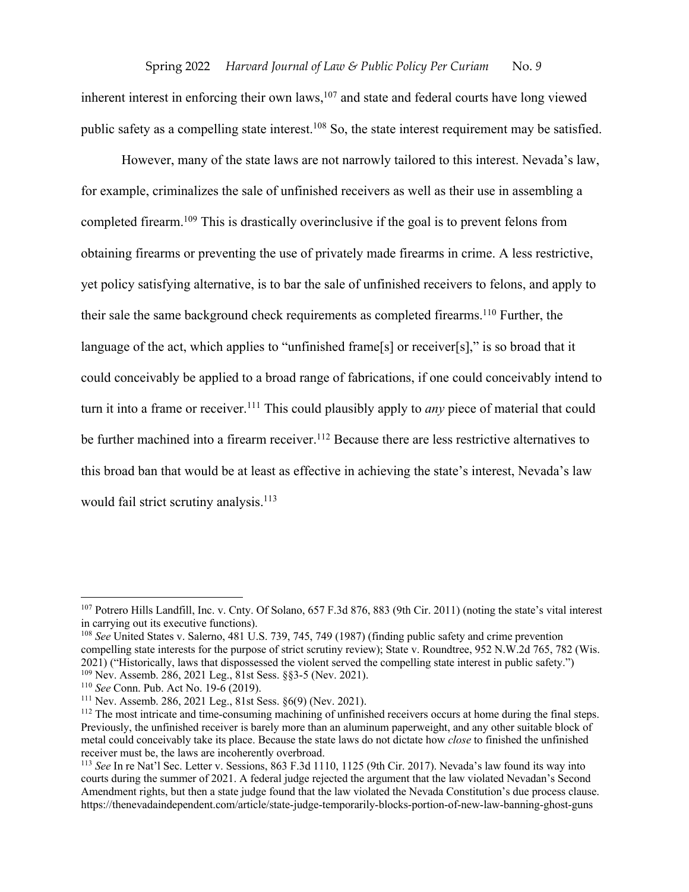inherent interest in enforcing their own laws,[107] and state and federal courts have long viewed public safety as a compelling state interest.[108] So, the state interest requirement may be satisfied.

However, many of the state laws are not narrowly tailored to this interest. Nevada's law, for example, criminalizes the sale of unfinished receivers as well as their use in assembling a completed firearm.[109] This is drastically overinclusive if the goal is to prevent felons from obtaining firearms or preventing the use of privately made firearms in crime. A less restrictive, yet policy satisfying alternative, is to bar the sale of unfinished receivers to felons, and apply to their sale the same background check requirements as completed firearms.[110] Further, the language of the act, which applies to "unfinished frame[s] or receiver[s]," is so broad that it could conceivably be applied to a broad range of fabrications, if one could conceivably intend to turn it into a frame or receiver.[111] This could plausibly apply to *any* piece of material that could be further machined into a firearm receiver.[112] Because there are less restrictive alternatives to this broad ban that would be at least as effective in achieving the state's interest, Nevada's law would fail strict scrutiny analysis.[113]

---

[107] Potrero Hills Landfill, Inc. v. Cnty. Of Solano, 657 F.3d 876, 883 (9th Cir. 2011) (noting the state's vital interest in carrying out its executive functions).

[108] *See* United States v. Salerno, 481 U.S. 739, 745, 749 (1987) (finding public safety and crime prevention compelling state interests for the purpose of strict scrutiny review); State v. Roundtree, 952 N.W.2d 765, 782 (Wis. 2021) ("Historically, laws that dispossessed the violent served the compelling state interest in public safety.")

[109] Nev. Assemb. 286, 2021 Leg., 81st Sess. §§3-5 (Nev. 2021).

[110] *See* Conn. Pub. Act No. 19-6 (2019).

[111] Nev. Assemb. 286, 2021 Leg., 81st Sess. §6(9) (Nev. 2021).

[112] The most intricate and time-consuming machining of unfinished receivers occurs at home during the final steps. Previously, the unfinished receiver is barely more than an aluminum paperweight, and any other suitable block of metal could conceivably take its place. Because the state laws do not dictate how *close* to finished the unfinished receiver must be, the laws are incoherently overbroad.

[113] *See* In re Nat'l Sec. Letter v. Sessions, 863 F.3d 1110, 1125 (9th Cir. 2017). Nevada's law found its way into courts during the summer of 2021. A federal judge rejected the argument that the law violated Nevadan's Second Amendment rights, but then a state judge found that the law violated the Nevada Constitution's due process clause. https://thenevadaindependent.com/article/state-judge-temporarily-blocks-portion-of-new-law-banning-ghost-guns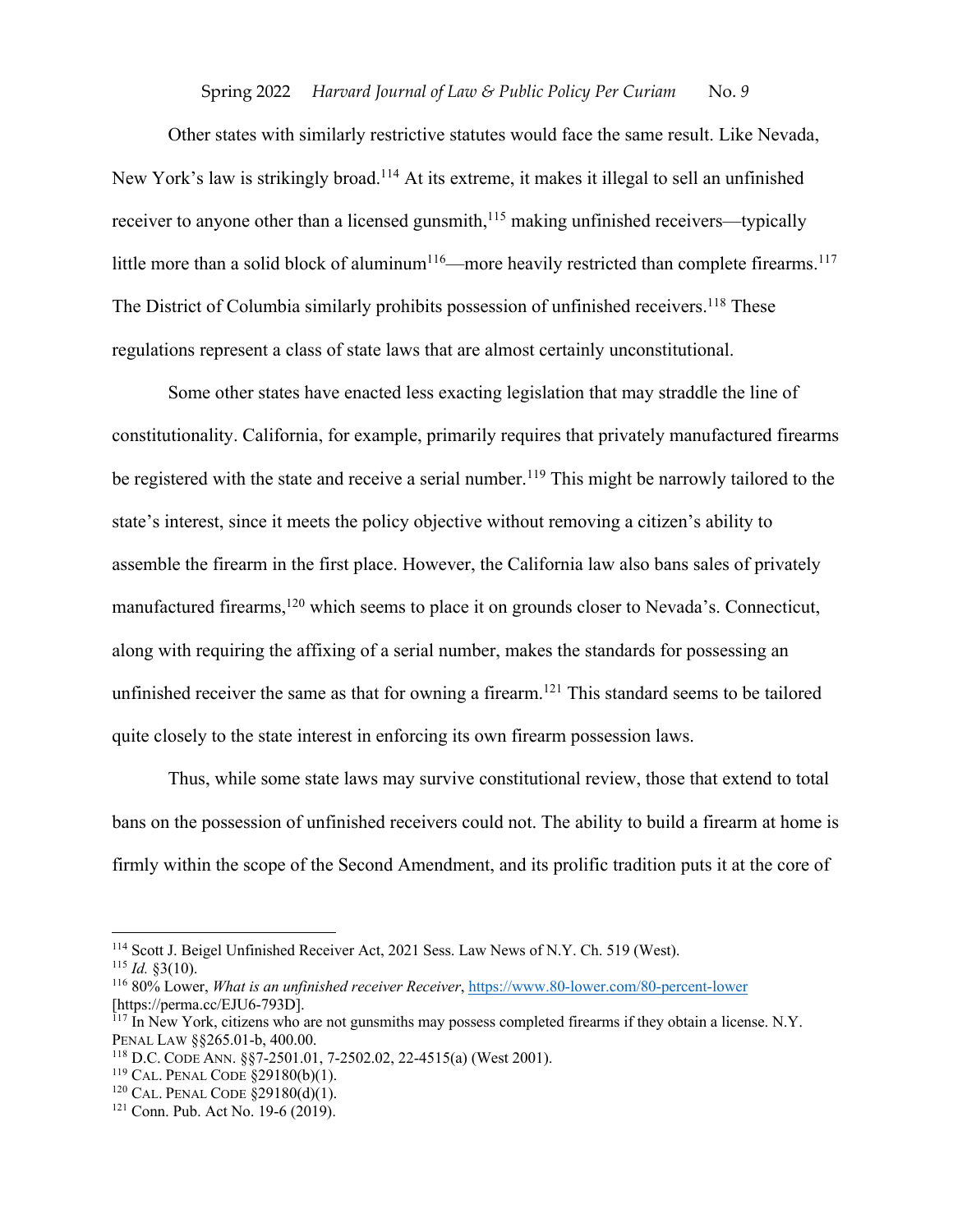Other states with similarly restrictive statutes would face the same result. Like Nevada, New York's law is strikingly broad.[114] At its extreme, it makes it illegal to sell an unfinished receiver to anyone other than a licensed gunsmith,[115] making unfinished receivers—typically little more than a solid block of aluminum[116]—more heavily restricted than complete firearms.[117] The District of Columbia similarly prohibits possession of unfinished receivers.[118] These regulations represent a class of state laws that are almost certainly unconstitutional.

Some other states have enacted less exacting legislation that may straddle the line of constitutionality. California, for example, primarily requires that privately manufactured firearms be registered with the state and receive a serial number.[119] This might be narrowly tailored to the state's interest, since it meets the policy objective without removing a citizen's ability to assemble the firearm in the first place. However, the California law also bans sales of privately manufactured firearms,[120] which seems to place it on grounds closer to Nevada's. Connecticut, along with requiring the affixing of a serial number, makes the standards for possessing an unfinished receiver the same as that for owning a firearm.[121] This standard seems to be tailored quite closely to the state interest in enforcing its own firearm possession laws.

Thus, while some state laws may survive constitutional review, those that extend to total bans on the possession of unfinished receivers could not. The ability to build a firearm at home is firmly within the scope of the Second Amendment, and its prolific tradition puts it at the core of

---

[114] Scott J. Beigel Unfinished Receiver Act, 2021 Sess. Law News of N.Y. Ch. 519 (West).

[115] *Id.* §3(10).

[116] 80% Lower, *What is an unfinished receiver Receiver*, https://www.80-lower.com/80-percent-lower [https://perma.cc/EJU6-793D].

[117] In New York, citizens who are not gunsmiths may possess completed firearms if they obtain a license. N.Y. PENAL LAW §§265.01-b, 400.00.

[118] D.C. CODE ANN. §§7-2501.01, 7-2502.02, 22-4515(a) (West 2001).

[119] CAL. PENAL CODE §29180(b)(1).

[120] CAL. PENAL CODE §29180(d)(1).

[121] Conn. Pub. Act No. 19-6 (2019).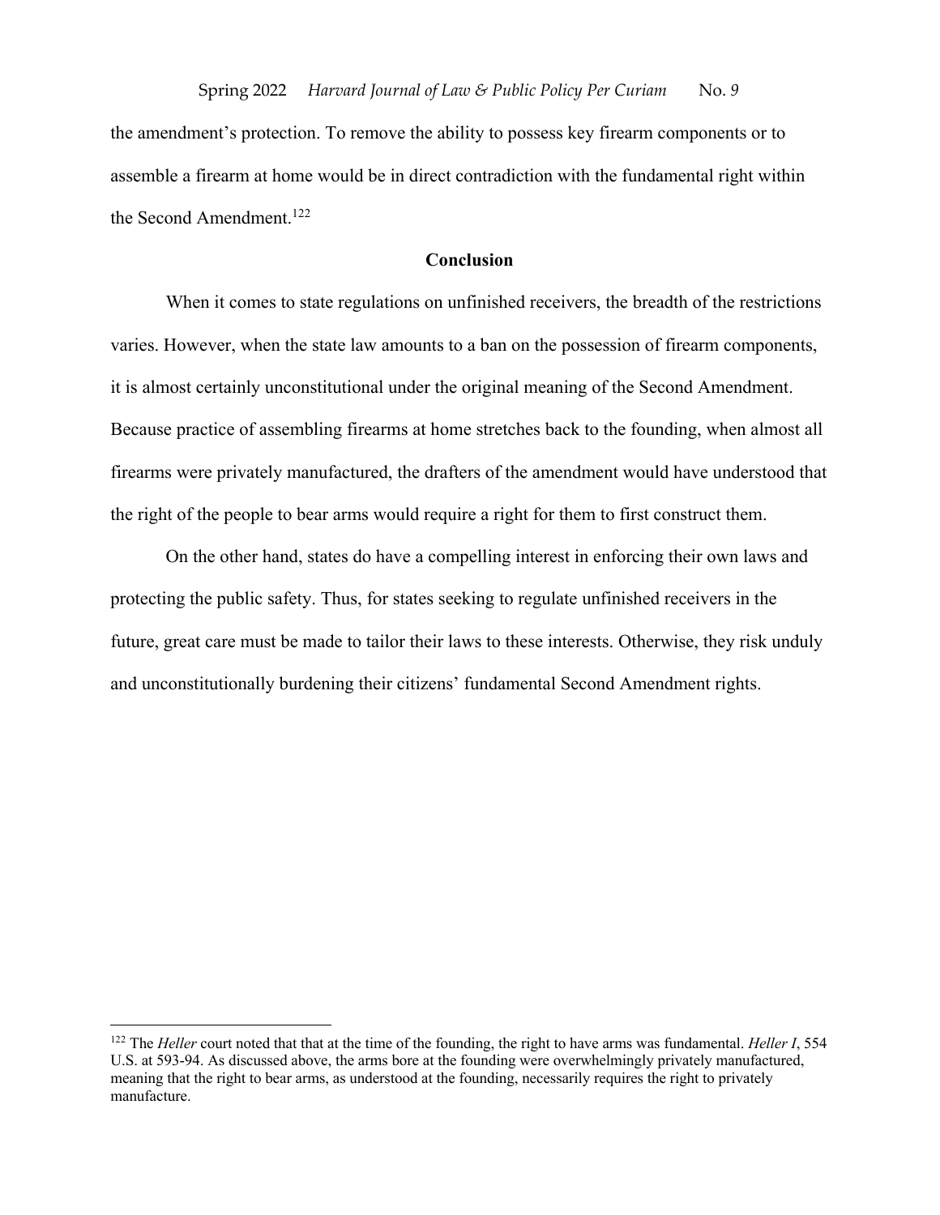the amendment's protection. To remove the ability to possess key firearm components or to assemble a firearm at home would be in direct contradiction with the fundamental right within the Second Amendment.[122]

## Conclusion

When it comes to state regulations on unfinished receivers, the breadth of the restrictions varies. However, when the state law amounts to a ban on the possession of firearm components, it is almost certainly unconstitutional under the original meaning of the Second Amendment. Because practice of assembling firearms at home stretches back to the founding, when almost all firearms were privately manufactured, the drafters of the amendment would have understood that the right of the people to bear arms would require a right for them to first construct them.

On the other hand, states do have a compelling interest in enforcing their own laws and protecting the public safety. Thus, for states seeking to regulate unfinished receivers in the future, great care must be made to tailor their laws to these interests. Otherwise, they risk unduly and unconstitutionally burdening their citizens' fundamental Second Amendment rights.

---

[122] The *Heller* court noted that that at the time of the founding, the right to have arms was fundamental. *Heller I*, 554 U.S. at 593-94. As discussed above, the arms bore at the founding were overwhelmingly privately manufactured, meaning that the right to bear arms, as understood at the founding, necessarily requires the right to privately manufacture.